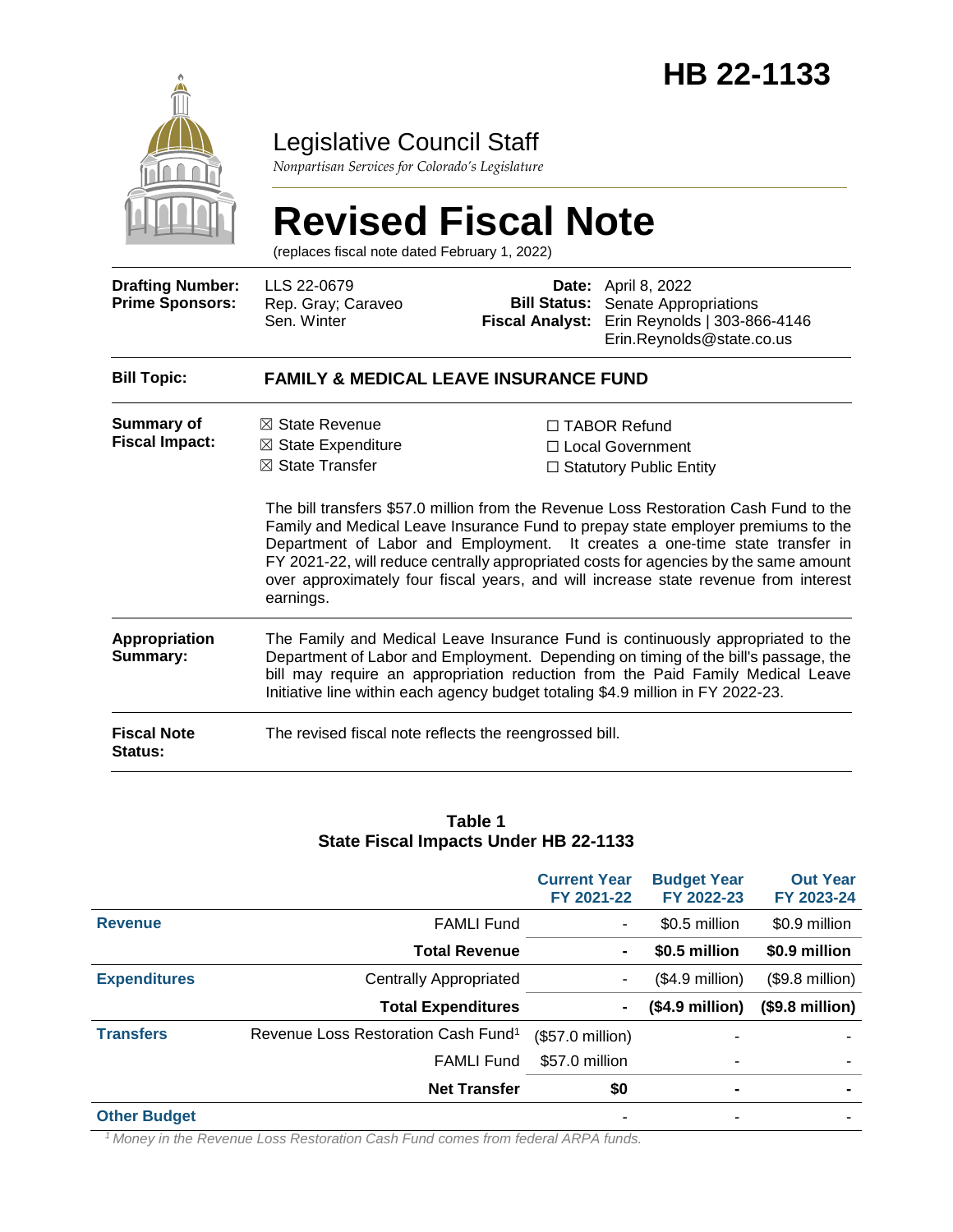# HB 22-1133

## Legislative Council Staff

*Nonpartisan Services for Colorado's Legislature*

# Revised Fiscal Note

(replaces fiscal note dated February 1, 2022)

| | | | |
|---|---|---|---|
| **Drafting Number:** | LLS 22-0679 | **Date:** | April 8, 2022 |
| **Prime Sponsors:** | Rep. Gray; Caraveo<br>Sen. Winter | **Bill Status:** | Senate Appropriations |
| | | **Fiscal Analyst:** | Erin Reynolds \| 303-866-4146<br>Erin.Reynolds@state.co.us |

**Bill Topic:** **FAMILY & MEDICAL LEAVE INSURANCE FUND**

**Summary of Fiscal Impact:**

- ☒ State Revenue
- ☒ State Expenditure
- ☒ State Transfer
- ☐ TABOR Refund
- ☐ Local Government
- ☐ Statutory Public Entity

The bill transfers $57.0 million from the Revenue Loss Restoration Cash Fund to the Family and Medical Leave Insurance Fund to prepay state employer premiums to the Department of Labor and Employment. It creates a one-time state transfer in FY 2021-22, will reduce centrally appropriated costs for agencies by the same amount over approximately four fiscal years, and will increase state revenue from interest earnings.

**Appropriation Summary:** The Family and Medical Leave Insurance Fund is continuously appropriated to the Department of Labor and Employment. Depending on timing of the bill's passage, the bill may require an appropriation reduction from the Paid Family Medical Leave Initiative line within each agency budget totaling $4.9 million in FY 2022-23.

**Fiscal Note Status:** The revised fiscal note reflects the reengrossed bill.

**Table 1**
**State Fiscal Impacts Under HB 22-1133**

| | | Current Year FY 2021-22 | Budget Year FY 2022-23 | Out Year FY 2023-24 |
|---|---|---|---|---|
| **Revenue** | FAMLI Fund | - | $0.5 million | $0.9 million |
| | **Total Revenue** | **-** | **$0.5 million** | **$0.9 million** |
| **Expenditures** | Centrally Appropriated | - | ($4.9 million) | ($9.8 million) |
| | **Total Expenditures** | **-** | **($4.9 million)** | **($9.8 million)** |
| **Transfers** | Revenue Loss Restoration Cash Fund[1] | ($57.0 million) | - | - |
| | FAMLI Fund | $57.0 million | - | - |
| | **Net Transfer** | **$0** | **-** | **-** |
| **Other Budget** | | - | - | - |

*[1] Money in the Revenue Loss Restoration Cash Fund comes from federal ARPA funds.*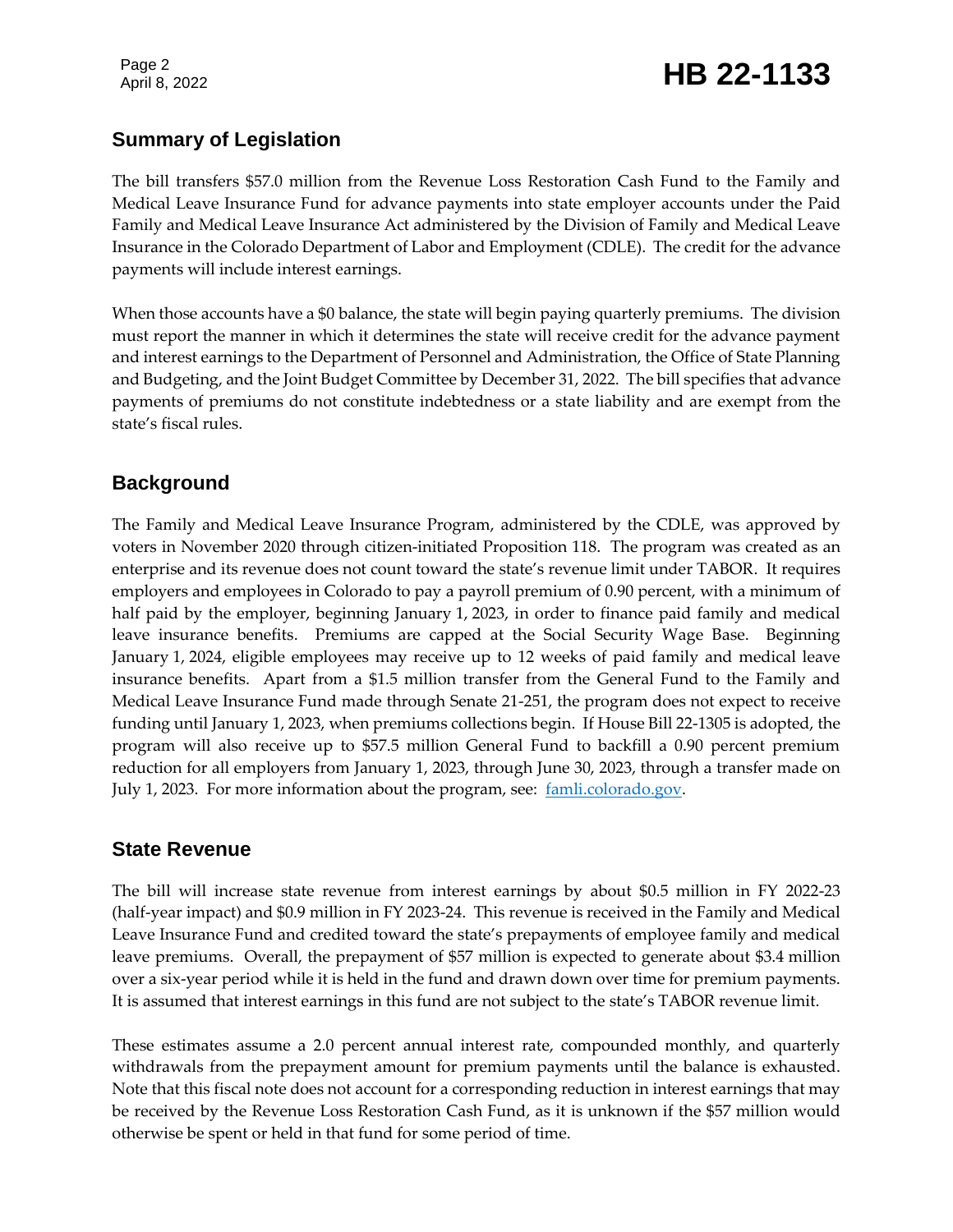## Summary of Legislation

The bill transfers $57.0 million from the Revenue Loss Restoration Cash Fund to the Family and Medical Leave Insurance Fund for advance payments into state employer accounts under the Paid Family and Medical Leave Insurance Act administered by the Division of Family and Medical Leave Insurance in the Colorado Department of Labor and Employment (CDLE). The credit for the advance payments will include interest earnings.

When those accounts have a $0 balance, the state will begin paying quarterly premiums. The division must report the manner in which it determines the state will receive credit for the advance payment and interest earnings to the Department of Personnel and Administration, the Office of State Planning and Budgeting, and the Joint Budget Committee by December 31, 2022. The bill specifies that advance payments of premiums do not constitute indebtedness or a state liability and are exempt from the state's fiscal rules.

## Background

The Family and Medical Leave Insurance Program, administered by the CDLE, was approved by voters in November 2020 through citizen-initiated Proposition 118. The program was created as an enterprise and its revenue does not count toward the state's revenue limit under TABOR. It requires employers and employees in Colorado to pay a payroll premium of 0.90 percent, with a minimum of half paid by the employer, beginning January 1, 2023, in order to finance paid family and medical leave insurance benefits. Premiums are capped at the Social Security Wage Base. Beginning January 1, 2024, eligible employees may receive up to 12 weeks of paid family and medical leave insurance benefits. Apart from a $1.5 million transfer from the General Fund to the Family and Medical Leave Insurance Fund made through Senate 21-251, the program does not expect to receive funding until January 1, 2023, when premiums collections begin. If House Bill 22-1305 is adopted, the program will also receive up to $57.5 million General Fund to backfill a 0.90 percent premium reduction for all employers from January 1, 2023, through June 30, 2023, through a transfer made on July 1, 2023. For more information about the program, see: [famli.colorado.gov](famli.colorado.gov).

## State Revenue

The bill will increase state revenue from interest earnings by about $0.5 million in FY 2022-23 (half-year impact) and $0.9 million in FY 2023-24. This revenue is received in the Family and Medical Leave Insurance Fund and credited toward the state's prepayments of employee family and medical leave premiums. Overall, the prepayment of $57 million is expected to generate about $3.4 million over a six-year period while it is held in the fund and drawn down over time for premium payments. It is assumed that interest earnings in this fund are not subject to the state's TABOR revenue limit.

These estimates assume a 2.0 percent annual interest rate, compounded monthly, and quarterly withdrawals from the prepayment amount for premium payments until the balance is exhausted. Note that this fiscal note does not account for a corresponding reduction in interest earnings that may be received by the Revenue Loss Restoration Cash Fund, as it is unknown if the $57 million would otherwise be spent or held in that fund for some period of time.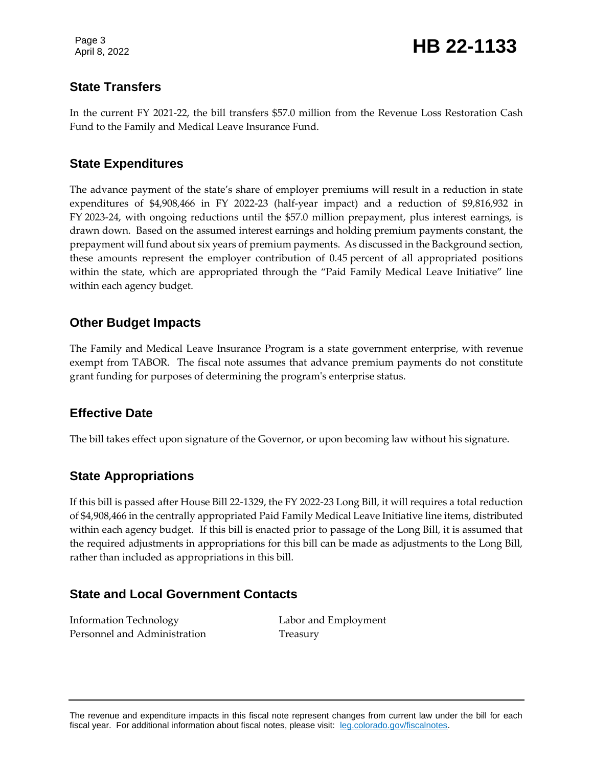## State Transfers

In the current FY 2021-22, the bill transfers $57.0 million from the Revenue Loss Restoration Cash Fund to the Family and Medical Leave Insurance Fund.

## State Expenditures

The advance payment of the state's share of employer premiums will result in a reduction in state expenditures of $4,908,466 in FY 2022-23 (half-year impact) and a reduction of $9,816,932 in FY 2023-24, with ongoing reductions until the $57.0 million prepayment, plus interest earnings, is drawn down. Based on the assumed interest earnings and holding premium payments constant, the prepayment will fund about six years of premium payments. As discussed in the Background section, these amounts represent the employer contribution of 0.45 percent of all appropriated positions within the state, which are appropriated through the "Paid Family Medical Leave Initiative" line within each agency budget.

## Other Budget Impacts

The Family and Medical Leave Insurance Program is a state government enterprise, with revenue exempt from TABOR. The fiscal note assumes that advance premium payments do not constitute grant funding for purposes of determining the program's enterprise status.

## Effective Date

The bill takes effect upon signature of the Governor, or upon becoming law without his signature.

## State Appropriations

If this bill is passed after House Bill 22-1329, the FY 2022-23 Long Bill, it will requires a total reduction of $4,908,466 in the centrally appropriated Paid Family Medical Leave Initiative line items, distributed within each agency budget. If this bill is enacted prior to passage of the Long Bill, it is assumed that the required adjustments in appropriations for this bill can be made as adjustments to the Long Bill, rather than included as appropriations in this bill.

## State and Local Government Contacts

Information Technology
Labor and Employment
Personnel and Administration
Treasury

The revenue and expenditure impacts in this fiscal note represent changes from current law under the bill for each fiscal year. For additional information about fiscal notes, please visit: leg.colorado.gov/fiscalnotes.